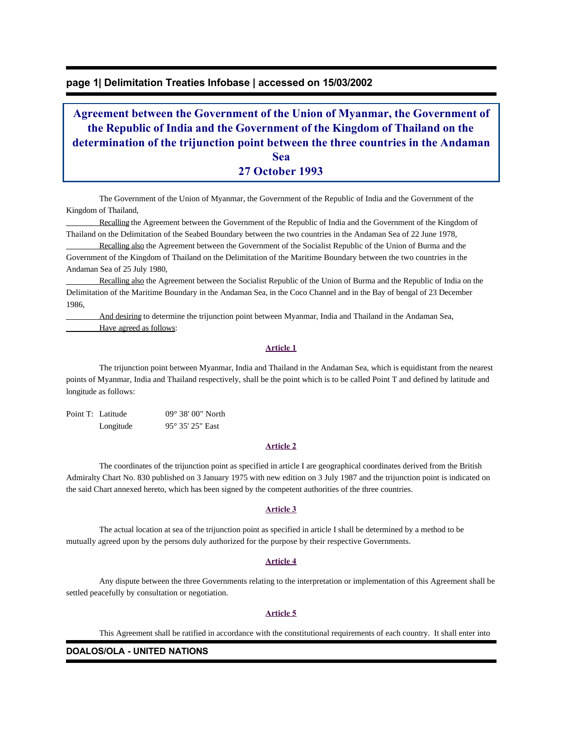# Agreement between the Government of the Union of Myanmar, the Government of the Republic of India and the Government of the Kingdom of Thailand on the determination of the trijunction point between the three countries in the Andaman Sea
## 27 October 1993

The Government of the Union of Myanmar, the Government of the Republic of India and the Government of the Kingdom of Thailand,

Recalling the Agreement between the Government of the Republic of India and the Government of the Kingdom of Thailand on the Delimitation of the Seabed Boundary between the two countries in the Andaman Sea of 22 June 1978,

Recalling also the Agreement between the Government of the Socialist Republic of the Union of Burma and the Government of the Kingdom of Thailand on the Delimitation of the Maritime Boundary between the two countries in the Andaman Sea of 25 July 1980,

Recalling also the Agreement between the Socialist Republic of the Union of Burma and the Republic of India on the Delimitation of the Maritime Boundary in the Andaman Sea, in the Coco Channel and in the Bay of bengal of 23 December 1986,

And desiring to determine the trijunction point between Myanmar, India and Thailand in the Andaman Sea,

Have agreed as follows:

### Article 1

The trijunction point between Myanmar, India and Thailand in the Andaman Sea, which is equidistant from the nearest points of Myanmar, India and Thailand respectively, shall be the point which is to be called Point T and defined by latitude and longitude as follows:

| Point T: | Latitude | 09° 38' 00" North |
|---|---|---|
| | Longitude | 95° 35' 25" East |

### Article 2

The coordinates of the trijunction point as specified in article I are geographical coordinates derived from the British Admiralty Chart No. 830 published on 3 January 1975 with new edition on 3 July 1987 and the trijunction point is indicated on the said Chart annexed hereto, which has been signed by the competent authorities of the three countries.

### Article 3

The actual location at sea of the trijunction point as specified in article I shall be determined by a method to be mutually agreed upon by the persons duly authorized for the purpose by their respective Governments.

### Article 4

Any dispute between the three Governments relating to the interpretation or implementation of this Agreement shall be settled peacefully by consultation or negotiation.

### Article 5

This Agreement shall be ratified in accordance with the constitutional requirements of each country. It shall enter into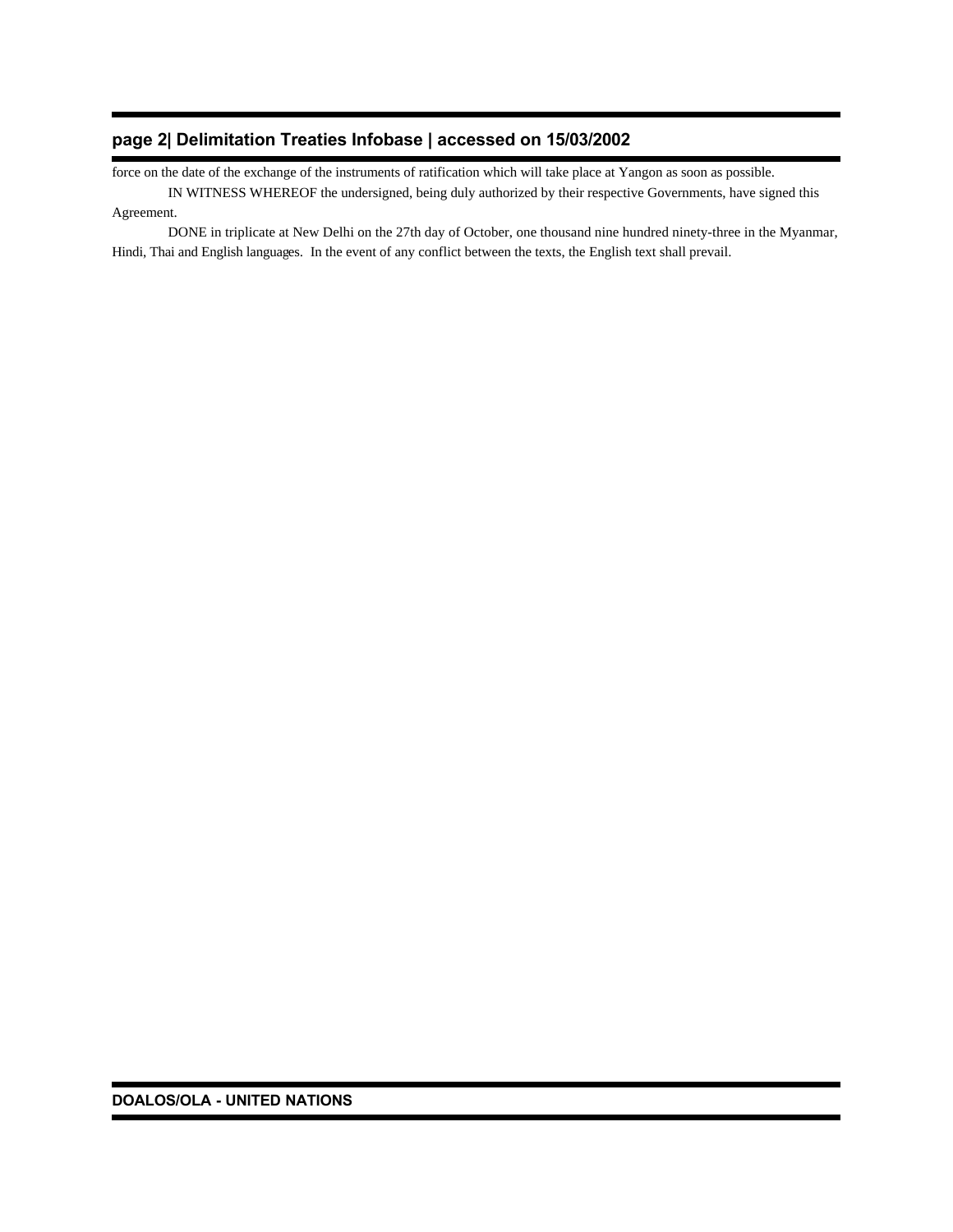force on the date of the exchange of the instruments of ratification which will take place at Yangon as soon as possible.

IN WITNESS WHEREOF the undersigned, being duly authorized by their respective Governments, have signed this Agreement.

DONE in triplicate at New Delhi on the 27th day of October, one thousand nine hundred ninety-three in the Myanmar, Hindi, Thai and English languages. In the event of any conflict between the texts, the English text shall prevail.